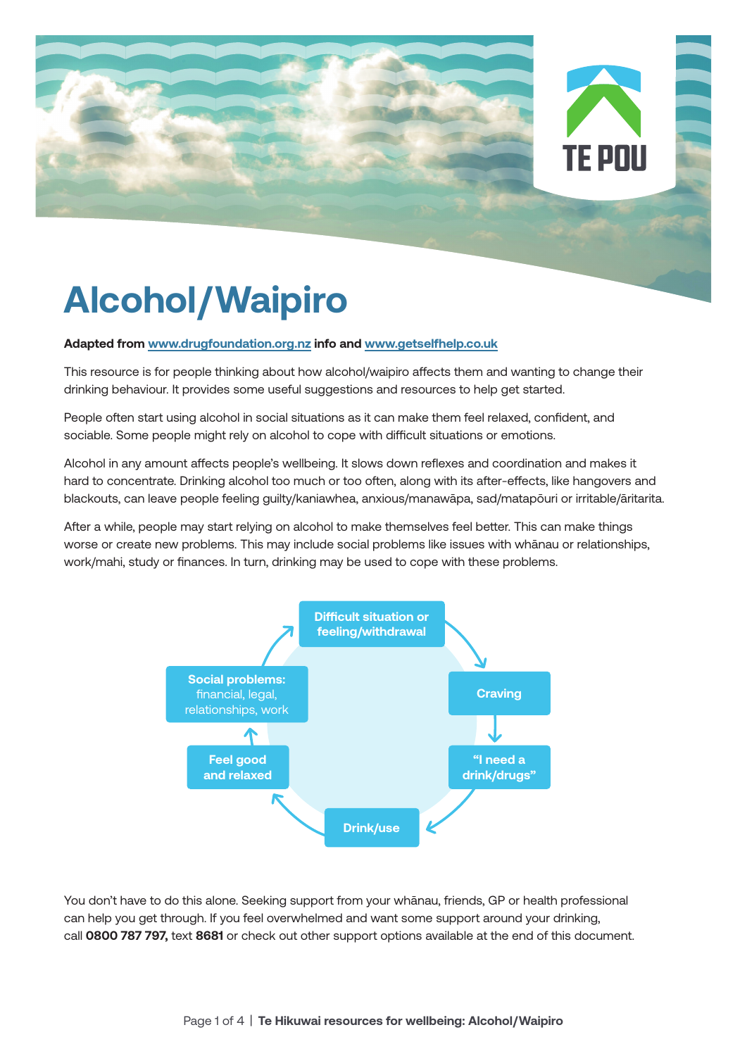# Alcohol/Waipiro

**Adapted from [www.drugfoundation.org.nz](www.drugfoundation.org.nz) info and [www.getselfhelp.co.uk](www.getselfhelp.co.uk)**

This resource is for people thinking about how alcohol/waipiro affects them and wanting to change their drinking behaviour. It provides some useful suggestions and resources to help get started.

People often start using alcohol in social situations as it can make them feel relaxed, confident, and sociable. Some people might rely on alcohol to cope with difficult situations or emotions.

Alcohol in any amount affects people's wellbeing. It slows down reflexes and coordination and makes it hard to concentrate. Drinking alcohol too much or too often, along with its after-effects, like hangovers and blackouts, can leave people feeling guilty/kaniawhea, anxious/manawāpa, sad/matapōuri or irritable/āritarita.

After a while, people may start relying on alcohol to make themselves feel better. This can make things worse or create new problems. This may include social problems like issues with whānau or relationships, work/mahi, study or finances. In turn, drinking may be used to cope with these problems.

- **Difficult situation or feeling/withdrawal** →
- **Craving** →
- **"I need a drink/drugs"** →
- **Drink/use** →
- **Feel good and relaxed** →
- **Social problems:** financial, legal, relationships, work →
- (back to) **Difficult situation or feeling/withdrawal**

You don't have to do this alone. Seeking support from your whānau, friends, GP or health professional can help you get through. If you feel overwhelmed and want some support around your drinking, call **0800 787 797,** text **8681** or check out other support options available at the end of this document.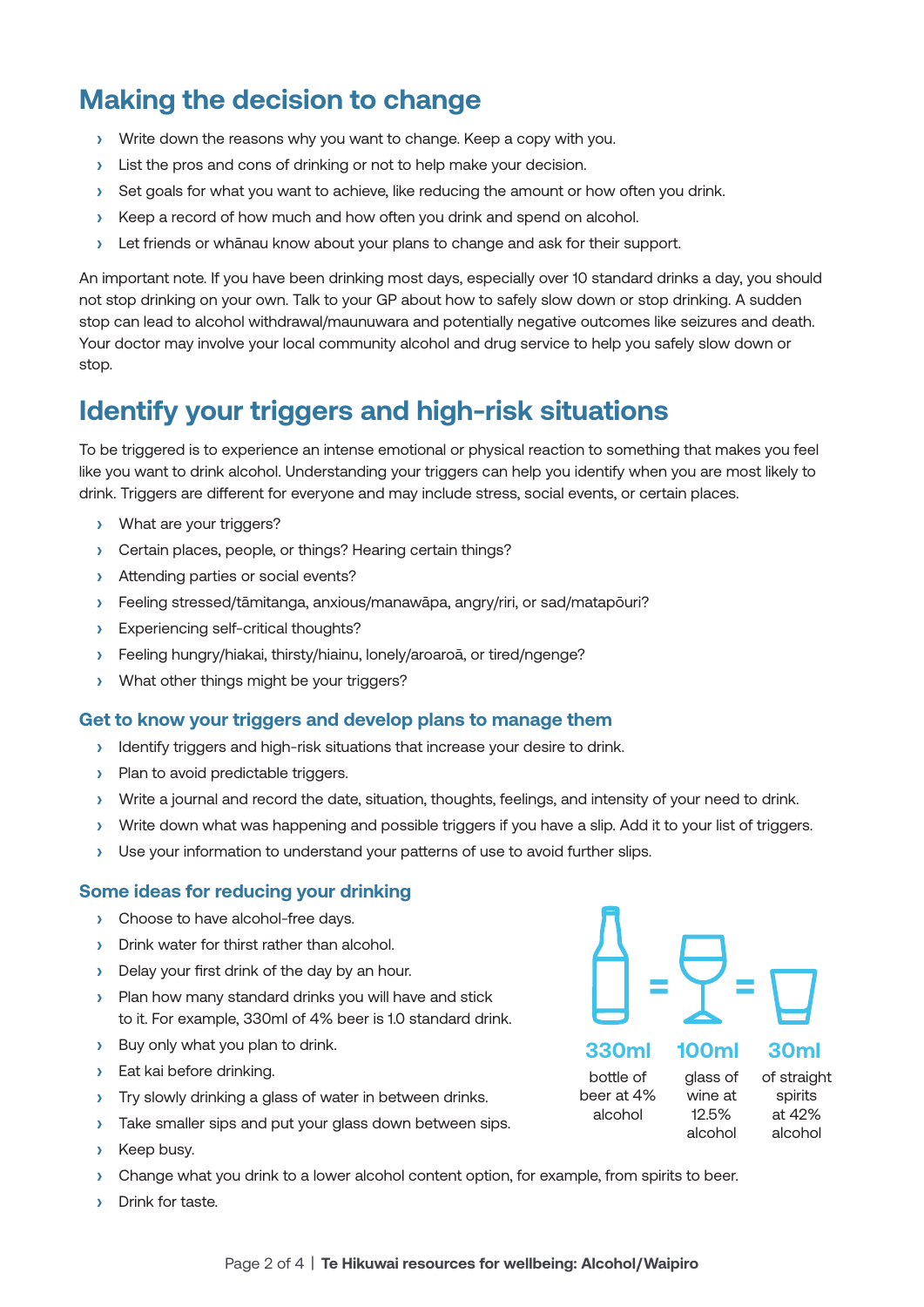## Making the decision to change

- Write down the reasons why you want to change. Keep a copy with you.
- List the pros and cons of drinking or not to help make your decision.
- Set goals for what you want to achieve, like reducing the amount or how often you drink.
- Keep a record of how much and how often you drink and spend on alcohol.
- Let friends or whānau know about your plans to change and ask for their support.

An important note. If you have been drinking most days, especially over 10 standard drinks a day, you should not stop drinking on your own. Talk to your GP about how to safely slow down or stop drinking. A sudden stop can lead to alcohol withdrawal/maunuwara and potentially negative outcomes like seizures and death. Your doctor may involve your local community alcohol and drug service to help you safely slow down or stop.

## Identify your triggers and high-risk situations

To be triggered is to experience an intense emotional or physical reaction to something that makes you feel like you want to drink alcohol. Understanding your triggers can help you identify when you are most likely to drink. Triggers are different for everyone and may include stress, social events, or certain places.

- What are your triggers?
- Certain places, people, or things? Hearing certain things?
- Attending parties or social events?
- Feeling stressed/tāmitanga, anxious/manawāpa, angry/riri, or sad/matapōuri?
- Experiencing self-critical thoughts?
- Feeling hungry/hiakai, thirsty/hiainu, lonely/aroaroā, or tired/ngenge?
- What other things might be your triggers?

### Get to know your triggers and develop plans to manage them

- Identify triggers and high-risk situations that increase your desire to drink.
- Plan to avoid predictable triggers.
- Write a journal and record the date, situation, thoughts, feelings, and intensity of your need to drink.
- Write down what was happening and possible triggers if you have a slip. Add it to your list of triggers.
- Use your information to understand your patterns of use to avoid further slips.

### Some ideas for reducing your drinking

- Choose to have alcohol-free days.
- Drink water for thirst rather than alcohol.
- Delay your first drink of the day by an hour.
- Plan how many standard drinks you will have and stick to it. For example, 330ml of 4% beer is 1.0 standard drink.
- Buy only what you plan to drink.
- Eat kai before drinking.
- Try slowly drinking a glass of water in between drinks.
- Take smaller sips and put your glass down between sips.
- Keep busy.
- Change what you drink to a lower alcohol content option, for example, from spirits to beer.
- Drink for taste.

**330ml** bottle of beer at 4% alcohol = **100ml** glass of wine at 12.5% alcohol = **30ml** of straight spirits at 42% alcohol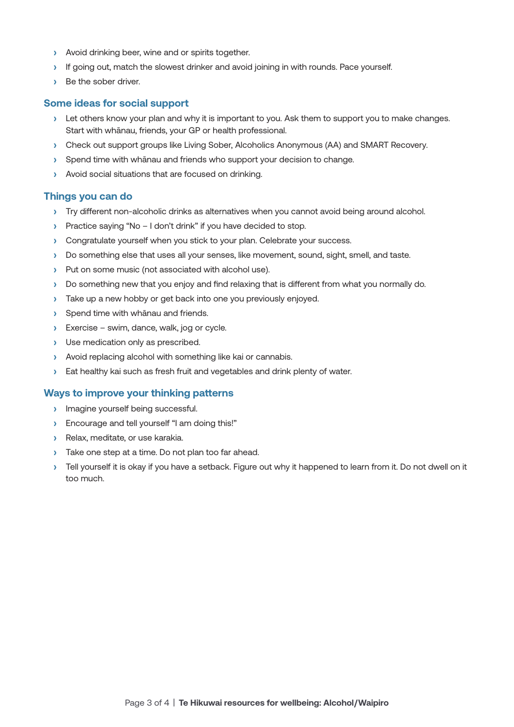- Avoid drinking beer, wine and or spirits together.
- If going out, match the slowest drinker and avoid joining in with rounds. Pace yourself.
- Be the sober driver.

### Some ideas for social support

- Let others know your plan and why it is important to you. Ask them to support you to make changes. Start with whānau, friends, your GP or health professional.
- Check out support groups like Living Sober, Alcoholics Anonymous (AA) and SMART Recovery.
- Spend time with whānau and friends who support your decision to change.
- Avoid social situations that are focused on drinking.

### Things you can do

- Try different non-alcoholic drinks as alternatives when you cannot avoid being around alcohol.
- Practice saying "No – I don't drink" if you have decided to stop.
- Congratulate yourself when you stick to your plan. Celebrate your success.
- Do something else that uses all your senses, like movement, sound, sight, smell, and taste.
- Put on some music (not associated with alcohol use).
- Do something new that you enjoy and find relaxing that is different from what you normally do.
- Take up a new hobby or get back into one you previously enjoyed.
- Spend time with whānau and friends.
- Exercise – swim, dance, walk, jog or cycle.
- Use medication only as prescribed.
- Avoid replacing alcohol with something like kai or cannabis.
- Eat healthy kai such as fresh fruit and vegetables and drink plenty of water.

### Ways to improve your thinking patterns

- Imagine yourself being successful.
- Encourage and tell yourself "I am doing this!"
- Relax, meditate, or use karakia.
- Take one step at a time. Do not plan too far ahead.
- Tell yourself it is okay if you have a setback. Figure out why it happened to learn from it. Do not dwell on it too much.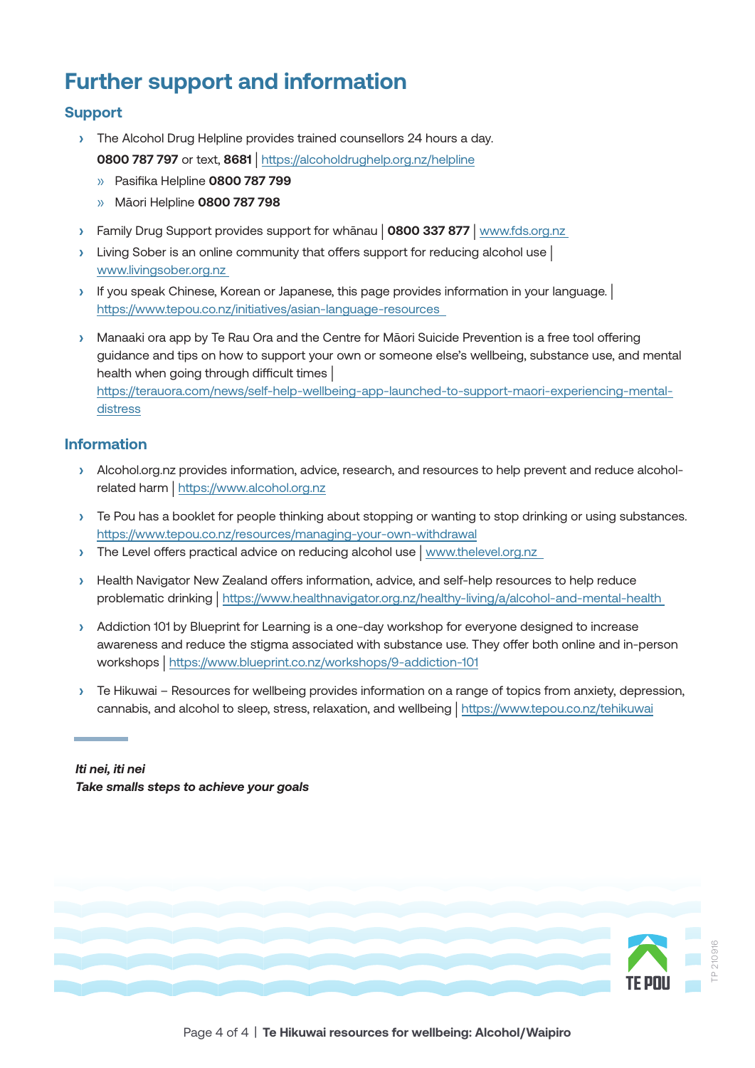# Further support and information

## Support

- The Alcohol Drug Helpline provides trained counsellors 24 hours a day. **0800 787 797** or text, **8681** | https://alcoholdrughelp.org.nz/helpline
  - Pasifika Helpline **0800 787 799**
  - Māori Helpline **0800 787 798**
- Family Drug Support provides support for whānau | **0800 337 877** | www.fds.org.nz
- Living Sober is an online community that offers support for reducing alcohol use | www.livingsober.org.nz
- If you speak Chinese, Korean or Japanese, this page provides information in your language. | https://www.tepou.co.nz/initiatives/asian-language-resources
- Manaaki ora app by Te Rau Ora and the Centre for Māori Suicide Prevention is a free tool offering guidance and tips on how to support your own or someone else's wellbeing, substance use, and mental health when going through difficult times | https://terauora.com/news/self-help-wellbeing-app-launched-to-support-maori-experiencing-mental-distress

## Information

- Alcohol.org.nz provides information, advice, research, and resources to help prevent and reduce alcohol-related harm | https://www.alcohol.org.nz
- Te Pou has a booklet for people thinking about stopping or wanting to stop drinking or using substances. https://www.tepou.co.nz/resources/managing-your-own-withdrawal
- The Level offers practical advice on reducing alcohol use | www.thelevel.org.nz
- Health Navigator New Zealand offers information, advice, and self-help resources to help reduce problematic drinking | https://www.healthnavigator.org.nz/healthy-living/a/alcohol-and-mental-health
- Addiction 101 by Blueprint for Learning is a one-day workshop for everyone designed to increase awareness and reduce the stigma associated with substance use. They offer both online and in-person workshops | https://www.blueprint.co.nz/workshops/9-addiction-101
- Te Hikuwai – Resources for wellbeing provides information on a range of topics from anxiety, depression, cannabis, and alcohol to sleep, stress, relaxation, and wellbeing | https://www.tepou.co.nz/tehikuwai

***Iti nei, iti nei***
***Take smalls steps to achieve your goals***

TE POU

TP 210916